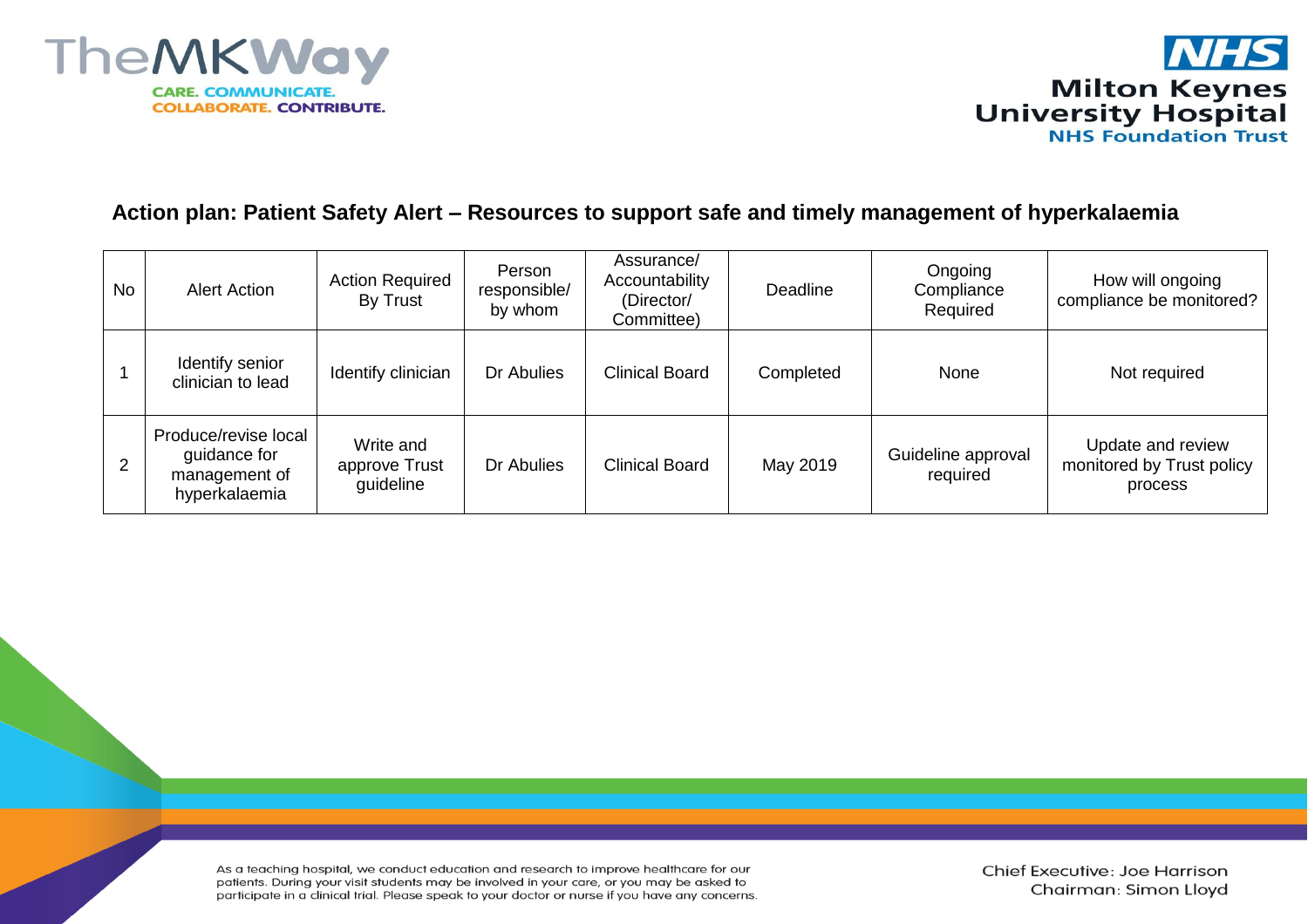# Action plan: Patient Safety Alert – Resources to support safe and timely management of hyperkalaemia

| No | Alert Action | Action Required By Trust | Person responsible/ by whom | Assurance/ Accountability (Director/ Committee) | Deadline | Ongoing Compliance Required | How will ongoing compliance be monitored? |
|---|---|---|---|---|---|---|---|
| 1 | Identify senior clinician to lead | Identify clinician | Dr Abulies | Clinical Board | Completed | None | Not required |
| 2 | Produce/revise local guidance for management of hyperkalaemia | Write and approve Trust guideline | Dr Abulies | Clinical Board | May 2019 | Guideline approval required | Update and review monitored by Trust policy process |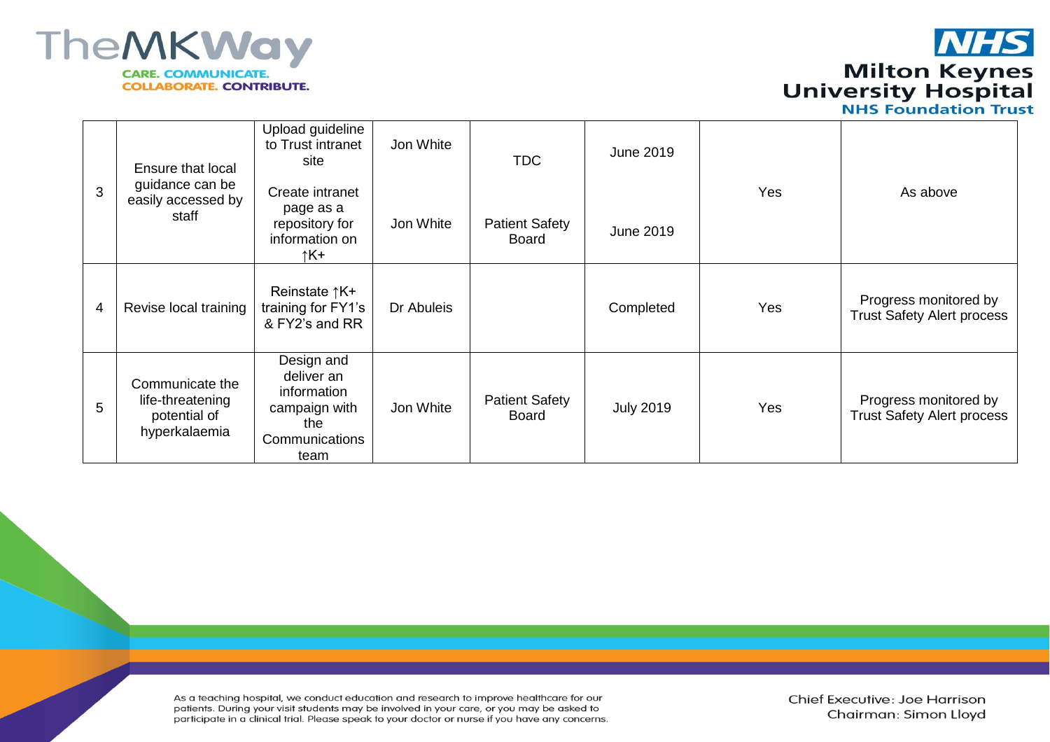| 3 | Ensure that local guidance can be easily accessed by staff | Upload guideline to Trust intranet site | Jon White | TDC | June 2019 | Yes | As above |
|---|---|---|---|---|---|---|---|
| | | Create intranet page as a repository for information on ↑K+ | Jon White | Patient Safety Board | June 2019 | | |
| 4 | Revise local training | Reinstate ↑K+ training for FY1's & FY2's and RR | Dr Abuleis | | Completed | Yes | Progress monitored by Trust Safety Alert process |
| 5 | Communicate the life-threatening potential of hyperkalaemia | Design and deliver an information campaign with the Communications team | Jon White | Patient Safety Board | July 2019 | Yes | Progress monitored by Trust Safety Alert process |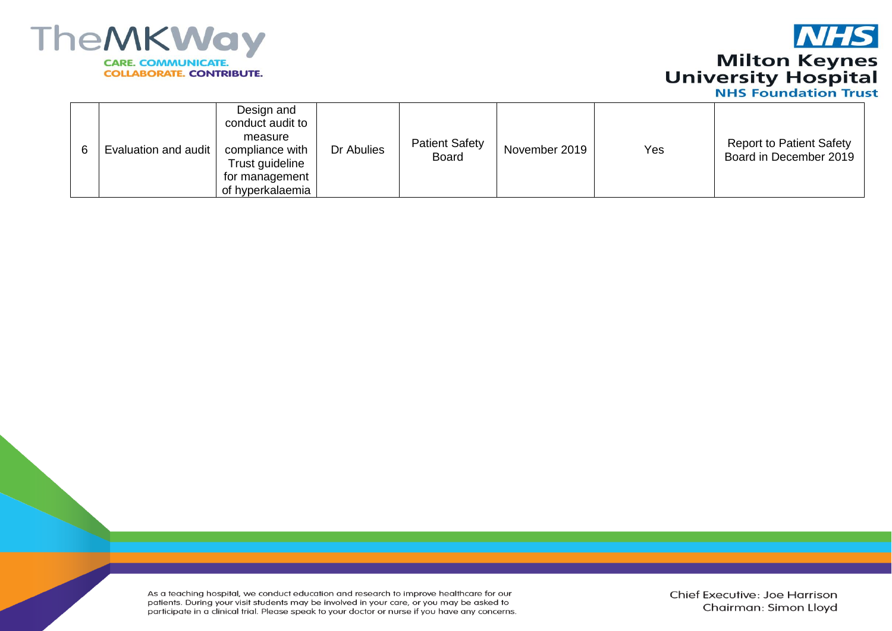| | | | | | | | |
|---|---|---|---|---|---|---|---|
| 6 | Evaluation and audit | Design and conduct audit to measure compliance with Trust guideline for management of hyperkalaemia | Dr Abulies | Patient Safety Board | November 2019 | Yes | Report to Patient Safety Board in December 2019 |